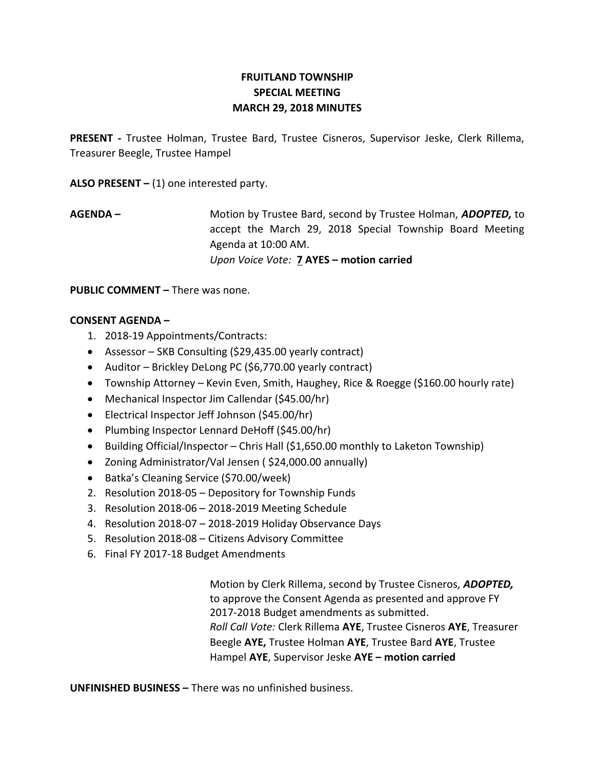# FRUITLAND TOWNSHIP
## SPECIAL MEETING
## MARCH 29, 2018 MINUTES

**PRESENT -** Trustee Holman, Trustee Bard, Trustee Cisneros, Supervisor Jeske, Clerk Rillema, Treasurer Beegle, Trustee Hampel

**ALSO PRESENT –** (1) one interested party.

**AGENDA –** Motion by Trustee Bard, second by Trustee Holman, ***ADOPTED,*** to accept the March 29, 2018 Special Township Board Meeting Agenda at 10:00 AM.
*Upon Voice Vote:* **7 AYES – motion carried**

**PUBLIC COMMENT –** There was none.

**CONSENT AGENDA –**

1. 2018-19 Appointments/Contracts:
   - Assessor – SKB Consulting ($29,435.00 yearly contract)
   - Auditor – Brickley DeLong PC ($6,770.00 yearly contract)
   - Township Attorney – Kevin Even, Smith, Haughey, Rice & Roegge ($160.00 hourly rate)
   - Mechanical Inspector Jim Callendar ($45.00/hr)
   - Electrical Inspector Jeff Johnson ($45.00/hr)
   - Plumbing Inspector Lennard DeHoff ($45.00/hr)
   - Building Official/Inspector – Chris Hall ($1,650.00 monthly to Laketon Township)
   - Zoning Administrator/Val Jensen ( $24,000.00 annually)
   - Batka's Cleaning Service ($70.00/week)
2. Resolution 2018-05 – Depository for Township Funds
3. Resolution 2018-06 – 2018-2019 Meeting Schedule
4. Resolution 2018-07 – 2018-2019 Holiday Observance Days
5. Resolution 2018-08 – Citizens Advisory Committee
6. Final FY 2017-18 Budget Amendments

Motion by Clerk Rillema, second by Trustee Cisneros, ***ADOPTED,*** to approve the Consent Agenda as presented and approve FY 2017-2018 Budget amendments as submitted.
*Roll Call Vote:* Clerk Rillema **AYE**, Trustee Cisneros **AYE**, Treasurer Beegle **AYE,** Trustee Holman **AYE**, Trustee Bard **AYE**, Trustee Hampel **AYE**, Supervisor Jeske **AYE – motion carried**

**UNFINISHED BUSINESS –** There was no unfinished business.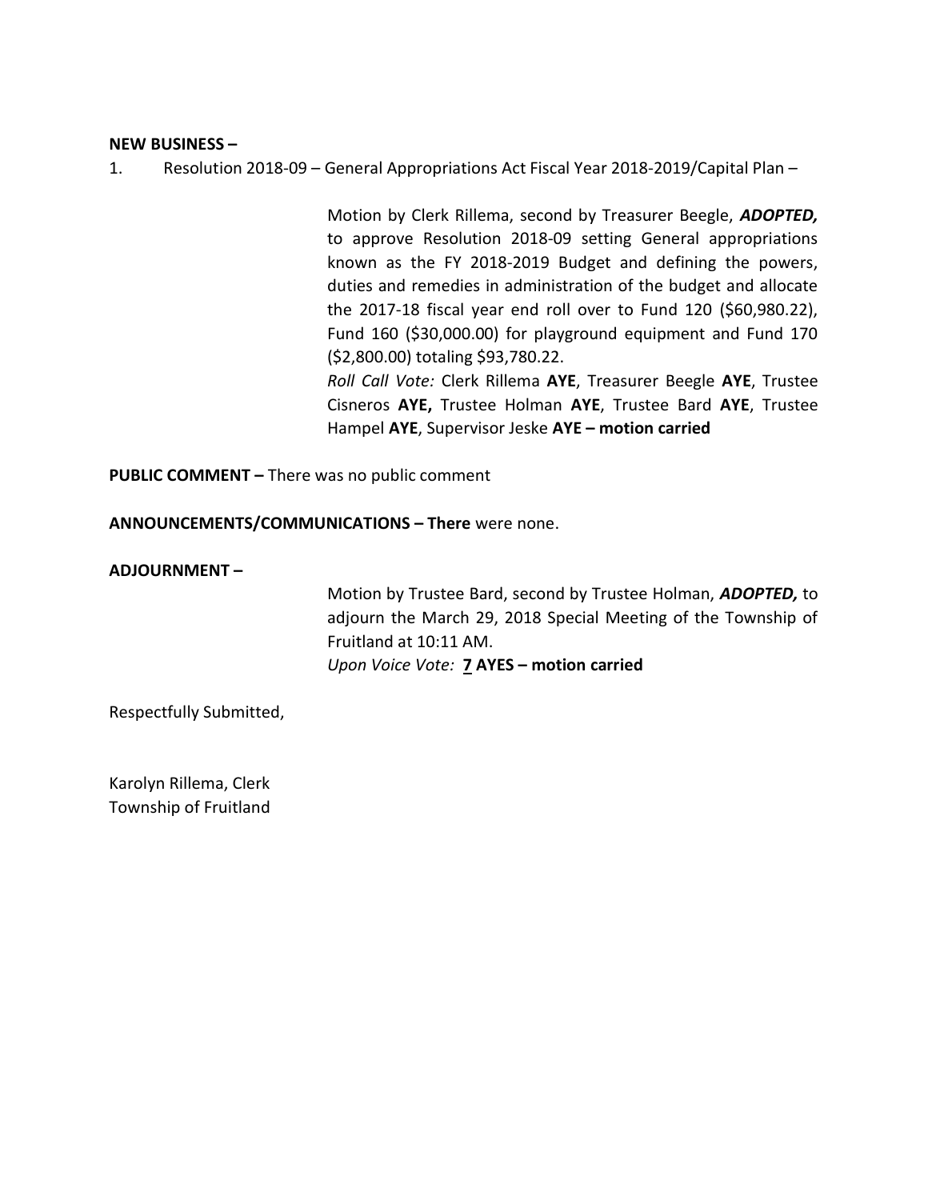**NEW BUSINESS –**

1. Resolution 2018-09 – General Appropriations Act Fiscal Year 2018-2019/Capital Plan –

Motion by Clerk Rillema, second by Treasurer Beegle, ***ADOPTED,*** to approve Resolution 2018-09 setting General appropriations known as the FY 2018-2019 Budget and defining the powers, duties and remedies in administration of the budget and allocate the 2017-18 fiscal year end roll over to Fund 120 ($60,980.22), Fund 160 ($30,000.00) for playground equipment and Fund 170 ($2,800.00) totaling $93,780.22.

*Roll Call Vote:* Clerk Rillema **AYE**, Treasurer Beegle **AYE**, Trustee Cisneros **AYE,** Trustee Holman **AYE**, Trustee Bard **AYE**, Trustee Hampel **AYE**, Supervisor Jeske **AYE – motion carried**

**PUBLIC COMMENT –** There was no public comment

**ANNOUNCEMENTS/COMMUNICATIONS – There** were none.

**ADJOURNMENT –**

Motion by Trustee Bard, second by Trustee Holman, ***ADOPTED,*** to adjourn the March 29, 2018 Special Meeting of the Township of Fruitland at 10:11 AM.

*Upon Voice Vote:* **7 AYES – motion carried**

Respectfully Submitted,

Karolyn Rillema, Clerk
Township of Fruitland